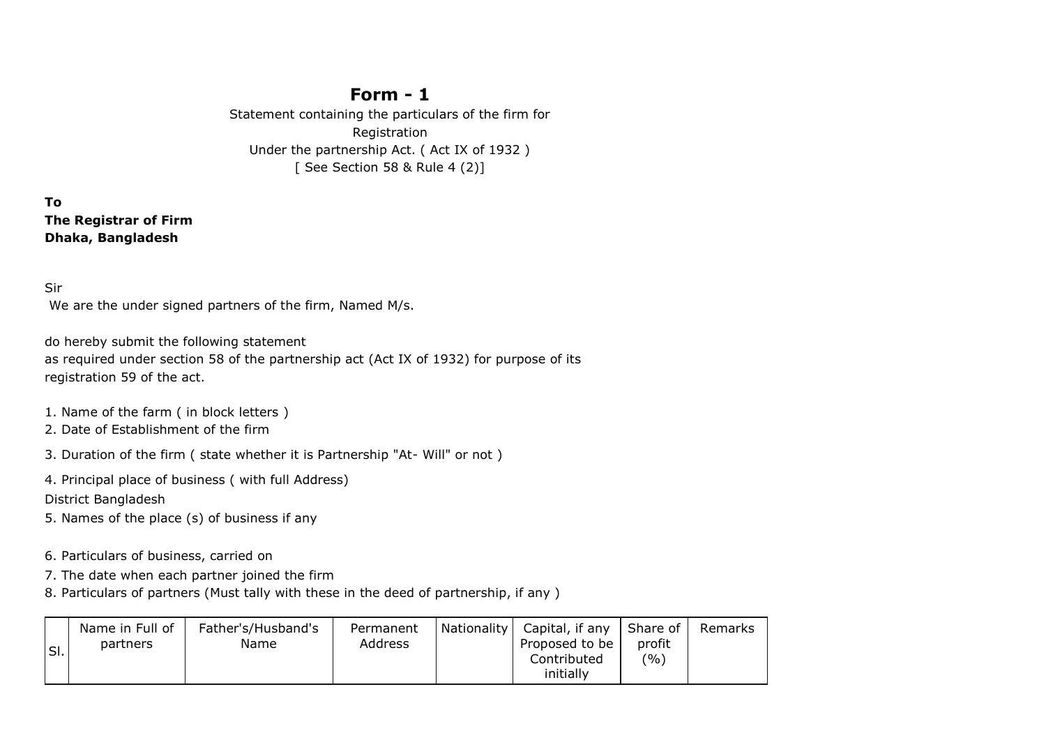# Form - 1

Statement containing the particulars of the firm for
Registration
Under the partnership Act. ( Act IX of 1932 )
[ See Section 58 & Rule 4 (2)]

**To**
**The Registrar of Firm**
**Dhaka, Bangladesh**

Sir
We are the under signed partners of the firm, Named M/s.

do hereby submit the following statement
as required under section 58 of the partnership act (Act IX of 1932) for purpose of its
registration 59 of the act.

1. Name of the farm ( in block letters )
2. Date of Establishment of the firm
3. Duration of the firm ( state whether it is Partnership "At- Will" or not )
4. Principal place of business ( with full Address)
   District Bangladesh
5. Names of the place (s) of business if any
6. Particulars of business, carried on
7. The date when each partner joined the firm
8. Particulars of partners (Must tally with these in the deed of partnership, if any )

| SI. | Name in Full of partners | Father's/Husband's Name | Permanent Address | Nationality | Capital, if any Proposed to be Contributed initially | Share of profit (%) | Remarks |
|---|---|---|---|---|---|---|---|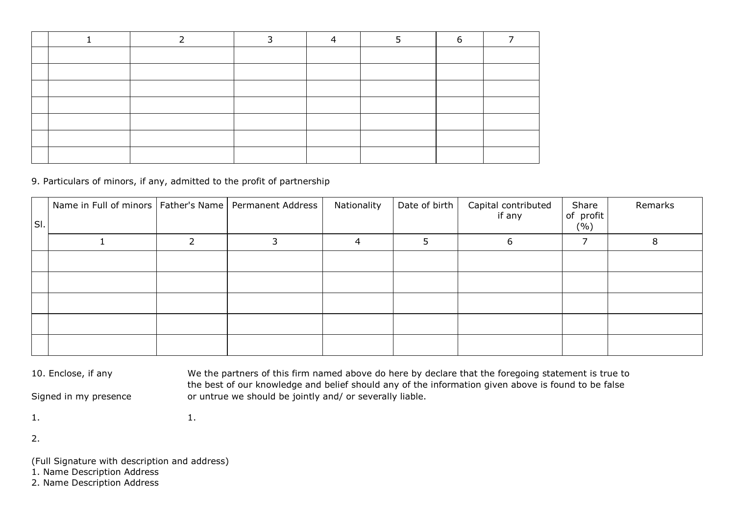| | 1 | 2 | 3 | 4 | 5 | 6 | 7 |
|---|---|---|---|---|---|---|---|
| | | | | | | | |
| | | | | | | | |
| | | | | | | | |
| | | | | | | | |
| | | | | | | | |
| | | | | | | | |
| | | | | | | | |

9. Particulars of minors, if any, admitted to the profit of partnership

| Sl. | Name in Full of minors | Father's Name | Permanent Address | Nationality | Date of birth | Capital contributed if any | Share of profit (%) | Remarks |
|---|---|---|---|---|---|---|---|---|
| | 1 | 2 | 3 | 4 | 5 | 6 | 7 | 8 |
| | | | | | | | | |
| | | | | | | | | |
| | | | | | | | | |
| | | | | | | | | |
| | | | | | | | | |

10. Enclose, if any

We the partners of this firm named above do here by declare that the foregoing statement is true to the best of our knowledge and belief should any of the information given above is found to be false or untrue we should be jointly and/ or severally liable.

Signed in my presence

1.

1.

2.

(Full Signature with description and address)
1. Name Description Address
2. Name Description Address